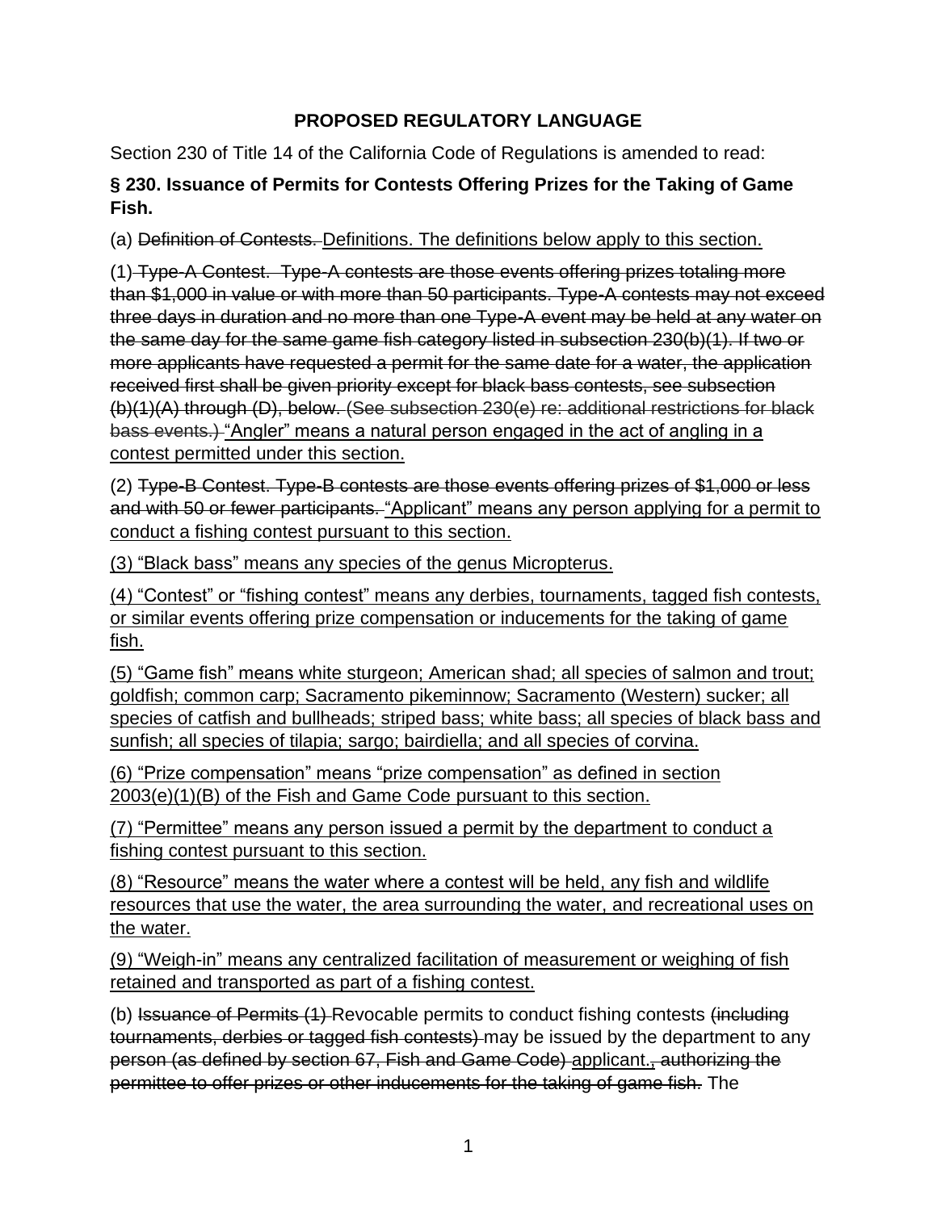**PROPOSED REGULATORY LANGUAGE**

Section 230 of Title 14 of the California Code of Regulations is amended to read:

**§ 230. Issuance of Permits for Contests Offering Prizes for the Taking of Game Fish.**

(a) ~~Definition of Contests.~~ <u>Definitions. The definitions below apply to this section.</u>

(1) ~~Type-A Contest. Type-A contests are those events offering prizes totaling more than $1,000 in value or with more than 50 participants. Type-A contests may not exceed three days in duration and no more than one Type-A event may be held at any water on the same day for the same game fish category listed in subsection 230(b)(1). If two or more applicants have requested a permit for the same date for a water, the application received first shall be given priority except for black bass contests, see subsection (b)(1)(A) through (D), below. (See subsection 230(e) re: additional restrictions for black bass events.)~~ <u>"Angler" means a natural person engaged in the act of angling in a contest permitted under this section.</u>

(2) ~~Type-B Contest. Type-B contests are those events offering prizes of $1,000 or less and with 50 or fewer participants.~~ <u>"Applicant" means any person applying for a permit to conduct a fishing contest pursuant to this section.</u>

<u>(3) "Black bass" means any species of the genus Micropterus.</u>

<u>(4) "Contest" or "fishing contest" means any derbies, tournaments, tagged fish contests, or similar events offering prize compensation or inducements for the taking of game fish.</u>

<u>(5) "Game fish" means white sturgeon; American shad; all species of salmon and trout; goldfish; common carp; Sacramento pikeminnow; Sacramento (Western) sucker; all species of catfish and bullheads; striped bass; white bass; all species of black bass and sunfish; all species of tilapia; sargo; bairdiella; and all species of corvina.</u>

<u>(6) "Prize compensation" means "prize compensation" as defined in section 2003(e)(1)(B) of the Fish and Game Code pursuant to this section.</u>

<u>(7) "Permittee" means any person issued a permit by the department to conduct a fishing contest pursuant to this section.</u>

<u>(8) "Resource" means the water where a contest will be held, any fish and wildlife resources that use the water, the area surrounding the water, and recreational uses on the water.</u>

<u>(9) "Weigh-in" means any centralized facilitation of measurement or weighing of fish retained and transported as part of a fishing contest.</u>

(b) ~~Issuance of Permits (1)~~ Revocable permits to conduct fishing contests ~~(including tournaments, derbies or tagged fish contests)~~ may be issued by the department to any ~~person (as defined by section 67, Fish and Game Code)~~ <u>applicant.</u>~~, authorizing the permittee to offer prizes or other inducements for the taking of game fish.~~ The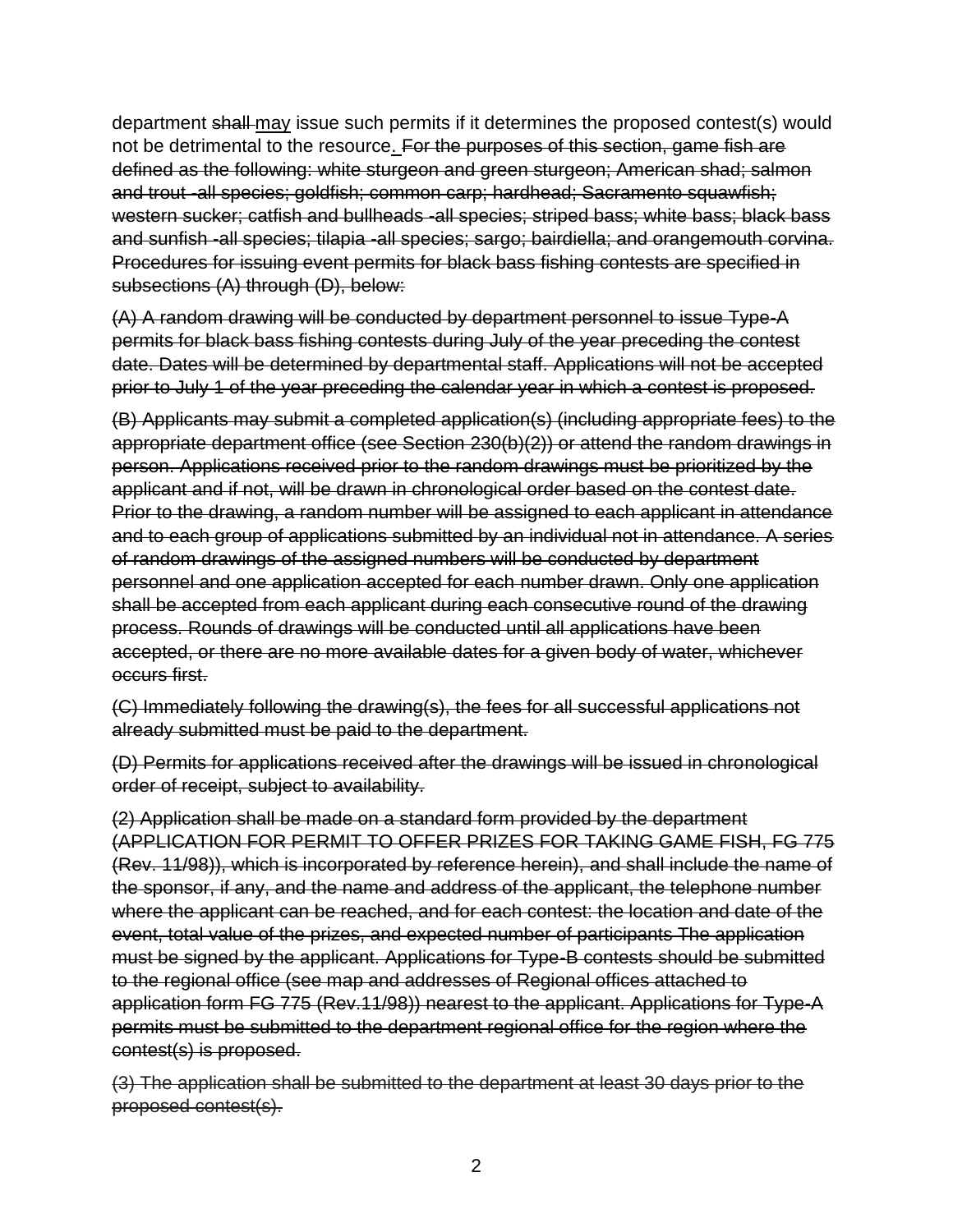department ~~shall~~ <u>may</u> issue such permits if it determines the proposed contest(s) would not be detrimental to the resource<u>.</u> ~~For the purposes of this section, game fish are defined as the following: white sturgeon and green sturgeon; American shad; salmon and trout -all species; goldfish; common carp; hardhead; Sacramento squawfish; western sucker; catfish and bullheads -all species; striped bass; white bass; black bass and sunfish -all species; tilapia -all species; sargo; bairdiella; and orangemouth corvina. Procedures for issuing event permits for black bass fishing contests are specified in subsections (A) through (D), below:~~

~~(A) A random drawing will be conducted by department personnel to issue Type-A permits for black bass fishing contests during July of the year preceding the contest date. Dates will be determined by departmental staff. Applications will not be accepted prior to July 1 of the year preceding the calendar year in which a contest is proposed.~~

~~(B) Applicants may submit a completed application(s) (including appropriate fees) to the appropriate department office (see Section 230(b)(2)) or attend the random drawings in person. Applications received prior to the random drawings must be prioritized by the applicant and if not, will be drawn in chronological order based on the contest date. Prior to the drawing, a random number will be assigned to each applicant in attendance and to each group of applications submitted by an individual not in attendance. A series of random drawings of the assigned numbers will be conducted by department personnel and one application accepted for each number drawn. Only one application shall be accepted from each applicant during each consecutive round of the drawing process. Rounds of drawings will be conducted until all applications have been accepted, or there are no more available dates for a given body of water, whichever occurs first.~~

~~(C) Immediately following the drawing(s), the fees for all successful applications not already submitted must be paid to the department.~~

~~(D) Permits for applications received after the drawings will be issued in chronological order of receipt, subject to availability.~~

~~(2) Application shall be made on a standard form provided by the department (APPLICATION FOR PERMIT TO OFFER PRIZES FOR TAKING GAME FISH, FG 775 (Rev. 11/98)), which is incorporated by reference herein), and shall include the name of the sponsor, if any, and the name and address of the applicant, the telephone number where the applicant can be reached, and for each contest: the location and date of the event, total value of the prizes, and expected number of participants The application must be signed by the applicant. Applications for Type-B contests should be submitted to the regional office (see map and addresses of Regional offices attached to application form FG 775 (Rev.11/98)) nearest to the applicant. Applications for Type-A permits must be submitted to the department regional office for the region where the contest(s) is proposed.~~

~~(3) The application shall be submitted to the department at least 30 days prior to the proposed contest(s).~~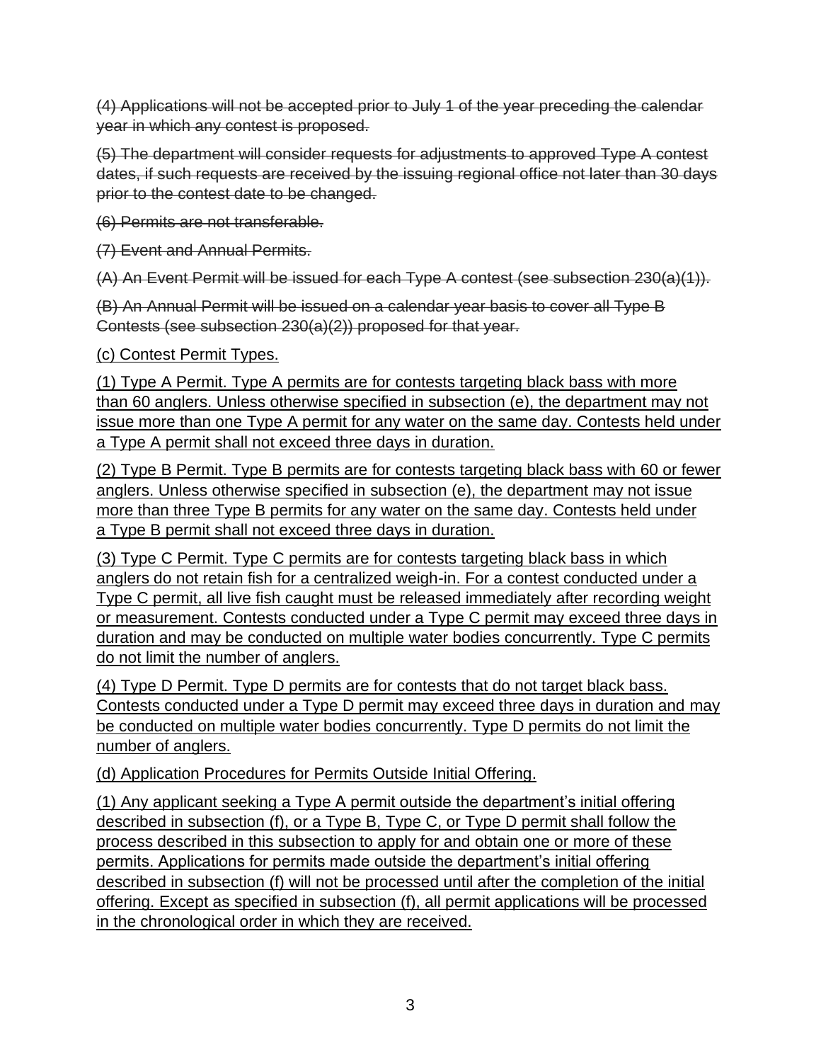~~(4) Applications will not be accepted prior to July 1 of the year preceding the calendar year in which any contest is proposed.~~

~~(5) The department will consider requests for adjustments to approved Type A contest dates, if such requests are received by the issuing regional office not later than 30 days prior to the contest date to be changed.~~

~~(6) Permits are not transferable.~~

~~(7) Event and Annual Permits.~~

~~(A) An Event Permit will be issued for each Type A contest (see subsection 230(a)(1)).~~

~~(B) An Annual Permit will be issued on a calendar year basis to cover all Type B Contests (see subsection 230(a)(2)) proposed for that year.~~

<u>(c) Contest Permit Types.</u>

<u>(1) Type A Permit. Type A permits are for contests targeting black bass with more than 60 anglers. Unless otherwise specified in subsection (e), the department may not issue more than one Type A permit for any water on the same day. Contests held under a Type A permit shall not exceed three days in duration.</u>

<u>(2) Type B Permit. Type B permits are for contests targeting black bass with 60 or fewer anglers. Unless otherwise specified in subsection (e), the department may not issue more than three Type B permits for any water on the same day. Contests held under a Type B permit shall not exceed three days in duration.</u>

<u>(3) Type C Permit. Type C permits are for contests targeting black bass in which anglers do not retain fish for a centralized weigh-in. For a contest conducted under a Type C permit, all live fish caught must be released immediately after recording weight or measurement. Contests conducted under a Type C permit may exceed three days in duration and may be conducted on multiple water bodies concurrently. Type C permits do not limit the number of anglers.</u>

<u>(4) Type D Permit. Type D permits are for contests that do not target black bass. Contests conducted under a Type D permit may exceed three days in duration and may be conducted on multiple water bodies concurrently. Type D permits do not limit the number of anglers.</u>

<u>(d) Application Procedures for Permits Outside Initial Offering.</u>

<u>(1) Any applicant seeking a Type A permit outside the department's initial offering described in subsection (f), or a Type B, Type C, or Type D permit shall follow the process described in this subsection to apply for and obtain one or more of these permits. Applications for permits made outside the department's initial offering described in subsection (f) will not be processed until after the completion of the initial offering. Except as specified in subsection (f), all permit applications will be processed in the chronological order in which they are received.</u>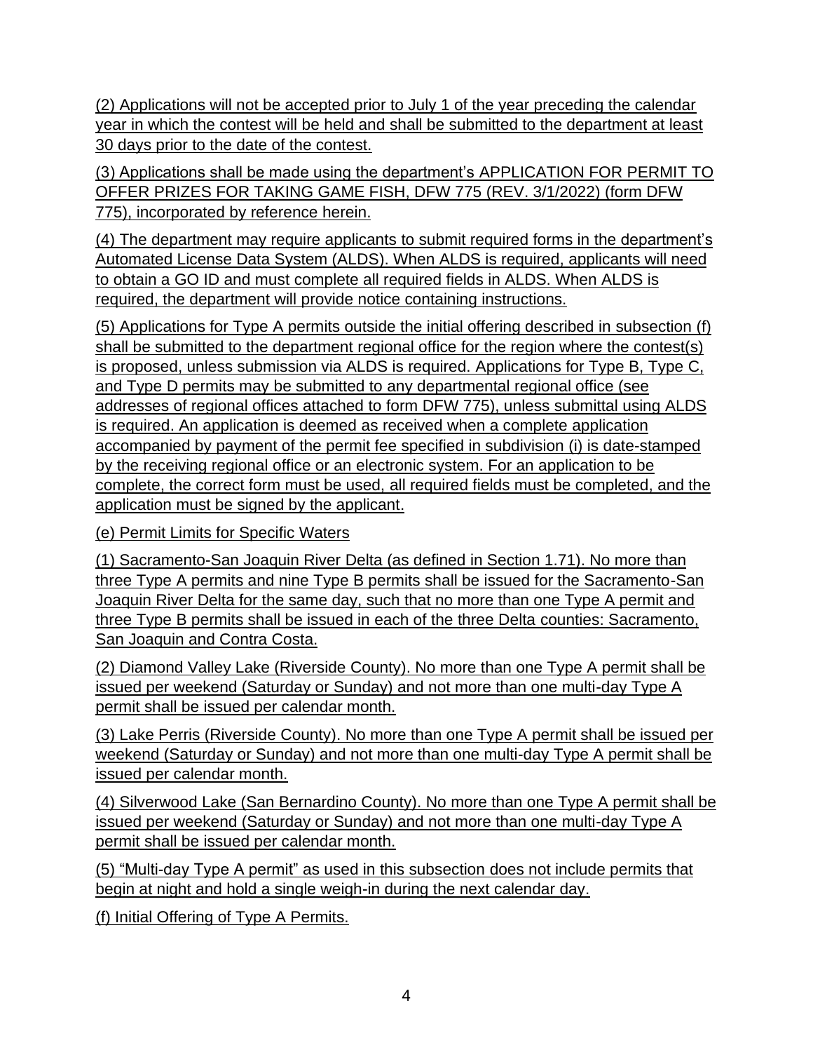(2) Applications will not be accepted prior to July 1 of the year preceding the calendar year in which the contest will be held and shall be submitted to the department at least 30 days prior to the date of the contest.

(3) Applications shall be made using the department's APPLICATION FOR PERMIT TO OFFER PRIZES FOR TAKING GAME FISH, DFW 775 (REV. 3/1/2022) (form DFW 775), incorporated by reference herein.

(4) The department may require applicants to submit required forms in the department's Automated License Data System (ALDS). When ALDS is required, applicants will need to obtain a GO ID and must complete all required fields in ALDS. When ALDS is required, the department will provide notice containing instructions.

(5) Applications for Type A permits outside the initial offering described in subsection (f) shall be submitted to the department regional office for the region where the contest(s) is proposed, unless submission via ALDS is required. Applications for Type B, Type C, and Type D permits may be submitted to any departmental regional office (see addresses of regional offices attached to form DFW 775), unless submittal using ALDS is required. An application is deemed as received when a complete application accompanied by payment of the permit fee specified in subdivision (i) is date-stamped by the receiving regional office or an electronic system. For an application to be complete, the correct form must be used, all required fields must be completed, and the application must be signed by the applicant.

(e) Permit Limits for Specific Waters

(1) Sacramento-San Joaquin River Delta (as defined in Section 1.71). No more than three Type A permits and nine Type B permits shall be issued for the Sacramento-San Joaquin River Delta for the same day, such that no more than one Type A permit and three Type B permits shall be issued in each of the three Delta counties: Sacramento, San Joaquin and Contra Costa.

(2) Diamond Valley Lake (Riverside County). No more than one Type A permit shall be issued per weekend (Saturday or Sunday) and not more than one multi-day Type A permit shall be issued per calendar month.

(3) Lake Perris (Riverside County). No more than one Type A permit shall be issued per weekend (Saturday or Sunday) and not more than one multi-day Type A permit shall be issued per calendar month.

(4) Silverwood Lake (San Bernardino County). No more than one Type A permit shall be issued per weekend (Saturday or Sunday) and not more than one multi-day Type A permit shall be issued per calendar month.

(5) "Multi-day Type A permit" as used in this subsection does not include permits that begin at night and hold a single weigh-in during the next calendar day.

(f) Initial Offering of Type A Permits.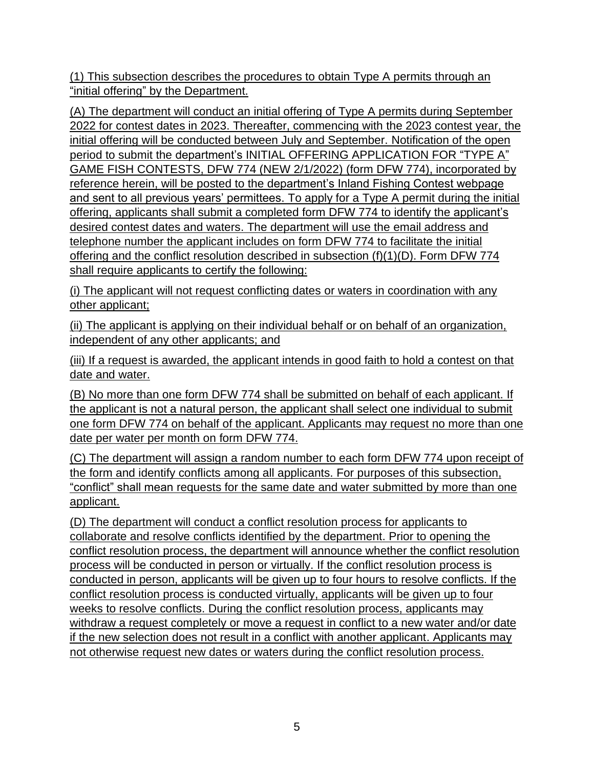(1) This subsection describes the procedures to obtain Type A permits through an "initial offering" by the Department.

(A) The department will conduct an initial offering of Type A permits during September 2022 for contest dates in 2023. Thereafter, commencing with the 2023 contest year, the initial offering will be conducted between July and September. Notification of the open period to submit the department's INITIAL OFFERING APPLICATION FOR "TYPE A" GAME FISH CONTESTS, DFW 774 (NEW 2/1/2022) (form DFW 774), incorporated by reference herein, will be posted to the department's Inland Fishing Contest webpage and sent to all previous years' permittees. To apply for a Type A permit during the initial offering, applicants shall submit a completed form DFW 774 to identify the applicant's desired contest dates and waters. The department will use the email address and telephone number the applicant includes on form DFW 774 to facilitate the initial offering and the conflict resolution described in subsection (f)(1)(D). Form DFW 774 shall require applicants to certify the following:

(i) The applicant will not request conflicting dates or waters in coordination with any other applicant;

(ii) The applicant is applying on their individual behalf or on behalf of an organization, independent of any other applicants; and

(iii) If a request is awarded, the applicant intends in good faith to hold a contest on that date and water.

(B) No more than one form DFW 774 shall be submitted on behalf of each applicant. If the applicant is not a natural person, the applicant shall select one individual to submit one form DFW 774 on behalf of the applicant. Applicants may request no more than one date per water per month on form DFW 774.

(C) The department will assign a random number to each form DFW 774 upon receipt of the form and identify conflicts among all applicants. For purposes of this subsection, "conflict" shall mean requests for the same date and water submitted by more than one applicant.

(D) The department will conduct a conflict resolution process for applicants to collaborate and resolve conflicts identified by the department. Prior to opening the conflict resolution process, the department will announce whether the conflict resolution process will be conducted in person or virtually. If the conflict resolution process is conducted in person, applicants will be given up to four hours to resolve conflicts. If the conflict resolution process is conducted virtually, applicants will be given up to four weeks to resolve conflicts. During the conflict resolution process, applicants may withdraw a request completely or move a request in conflict to a new water and/or date if the new selection does not result in a conflict with another applicant. Applicants may not otherwise request new dates or waters during the conflict resolution process.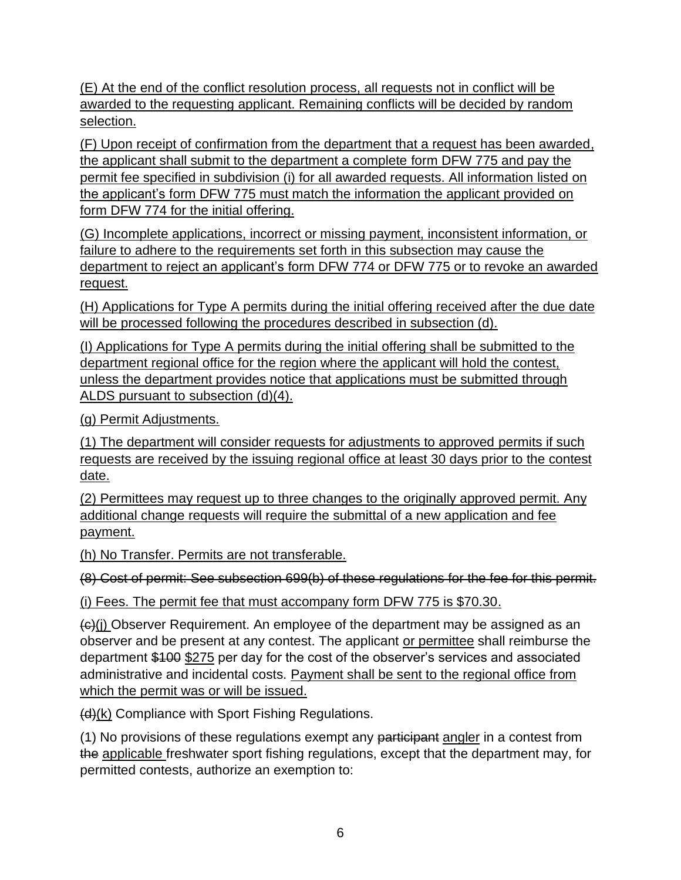(E) At the end of the conflict resolution process, all requests not in conflict will be awarded to the requesting applicant. Remaining conflicts will be decided by random selection.

(F) Upon receipt of confirmation from the department that a request has been awarded, the applicant shall submit to the department a complete form DFW 775 and pay the permit fee specified in subdivision (i) for all awarded requests. All information listed on the applicant's form DFW 775 must match the information the applicant provided on form DFW 774 for the initial offering.

(G) Incomplete applications, incorrect or missing payment, inconsistent information, or failure to adhere to the requirements set forth in this subsection may cause the department to reject an applicant's form DFW 774 or DFW 775 or to revoke an awarded request.

(H) Applications for Type A permits during the initial offering received after the due date will be processed following the procedures described in subsection (d).

(I) Applications for Type A permits during the initial offering shall be submitted to the department regional office for the region where the applicant will hold the contest, unless the department provides notice that applications must be submitted through ALDS pursuant to subsection (d)(4).

(g) Permit Adjustments.

(1) The department will consider requests for adjustments to approved permits if such requests are received by the issuing regional office at least 30 days prior to the contest date.

(2) Permittees may request up to three changes to the originally approved permit. Any additional change requests will require the submittal of a new application and fee payment.

(h) No Transfer. Permits are not transferable.

~~(8) Cost of permit: See subsection 699(b) of these regulations for the fee for this permit.~~

(i) Fees. The permit fee that must accompany form DFW 775 is $70.30.

~~(c)~~(j) Observer Requirement. An employee of the department may be assigned as an observer and be present at any contest. The applicant or permittee shall reimburse the department ~~$100~~ $275 per day for the cost of the observer's services and associated administrative and incidental costs. Payment shall be sent to the regional office from which the permit was or will be issued.

~~(d)~~(k) Compliance with Sport Fishing Regulations.

(1) No provisions of these regulations exempt any ~~participant~~ angler in a contest from ~~the~~ applicable freshwater sport fishing regulations, except that the department may, for permitted contests, authorize an exemption to: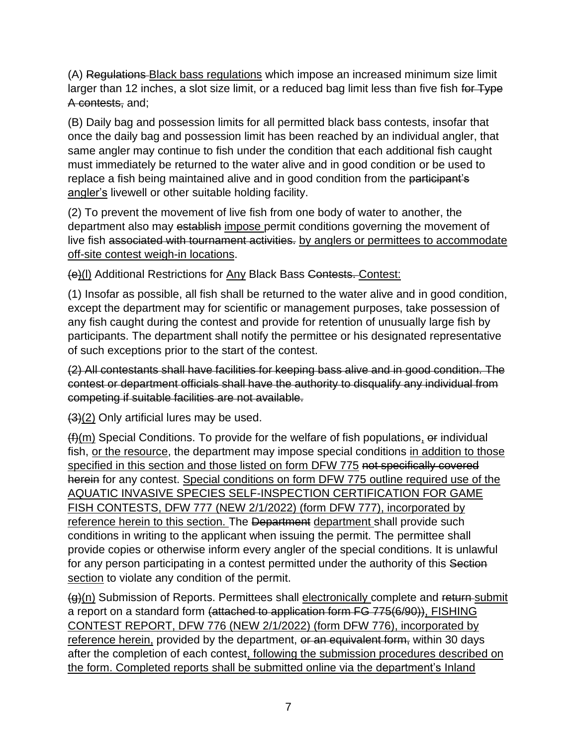(A) ~~Regulations~~ <u>Black bass regulations</u> which impose an increased minimum size limit larger than 12 inches, a slot size limit, or a reduced bag limit less than five fish ~~for Type A contests,~~ and;

(B) Daily bag and possession limits for all permitted black bass contests, insofar that once the daily bag and possession limit has been reached by an individual angler, that same angler may continue to fish under the condition that each additional fish caught must immediately be returned to the water alive and in good condition or be used to replace a fish being maintained alive and in good condition from the ~~participant's~~ <u>angler's</u> livewell or other suitable holding facility.

(2) To prevent the movement of live fish from one body of water to another, the department also may ~~establish~~ <u>impose</u> permit conditions governing the movement of live fish ~~associated with tournament activities.~~ <u>by anglers or permittees to accommodate off-site contest weigh-in locations</u>.

~~(e)~~<u>(l)</u> Additional Restrictions for <u>Any</u> Black Bass ~~Contests.~~ <u>Contest:</u>

(1) Insofar as possible, all fish shall be returned to the water alive and in good condition, except the department may for scientific or management purposes, take possession of any fish caught during the contest and provide for retention of unusually large fish by participants. The department shall notify the permittee or his designated representative of such exceptions prior to the start of the contest.

~~(2) All contestants shall have facilities for keeping bass alive and in good condition. The contest or department officials shall have the authority to disqualify any individual from competing if suitable facilities are not available.~~

~~(3)~~<u>(2)</u> Only artificial lures may be used.

~~(f)~~<u>(m)</u> Special Conditions. To provide for the welfare of fish populations<u>,</u> ~~or~~ individual fish, <u>or the resource</u>, the department may impose special conditions <u>in addition to those specified in this section and those listed on form DFW 775</u> ~~not specifically covered herein~~ for any contest. <u>Special conditions on form DFW 775 outline required use of the AQUATIC INVASIVE SPECIES SELF-INSPECTION CERTIFICATION FOR GAME FISH CONTESTS, DFW 777 (NEW 2/1/2022) (form DFW 777), incorporated by reference herein to this section.</u> The ~~Department~~ <u>department</u> shall provide such conditions in writing to the applicant when issuing the permit. The permittee shall provide copies or otherwise inform every angler of the special conditions. It is unlawful for any person participating in a contest permitted under the authority of this ~~Section~~ <u>section</u> to violate any condition of the permit.

~~(g)~~<u>(n)</u> Submission of Reports. Permittees shall <u>electronically</u> complete and ~~return~~ <u>submit</u> a report on a standard form ~~(attached to application form FG 775(6/90))~~<u>, FISHING CONTEST REPORT, DFW 776 (NEW 2/1/2022) (form DFW 776), incorporated by reference herein,</u> provided by the department, ~~or an equivalent form,~~ within 30 days after the completion of each contest<u>, following the submission procedures described on the form. Completed reports shall be submitted online via the department's Inland</u>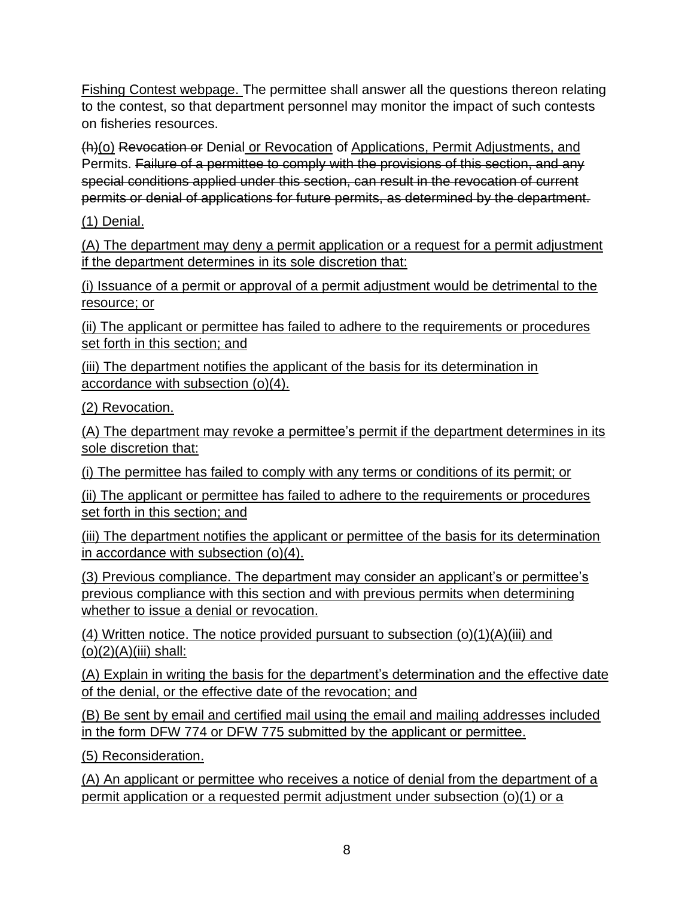Fishing Contest webpage. The permittee shall answer all the questions thereon relating to the contest, so that department personnel may monitor the impact of such contests on fisheries resources.

~~(h)~~(o) ~~Revocation or~~ Denial or Revocation of Applications, Permit Adjustments, and Permits. ~~Failure of a permittee to comply with the provisions of this section, and any special conditions applied under this section, can result in the revocation of current permits or denial of applications for future permits, as determined by the department.~~

(1) Denial.

(A) The department may deny a permit application or a request for a permit adjustment if the department determines in its sole discretion that:

(i) Issuance of a permit or approval of a permit adjustment would be detrimental to the resource; or

(ii) The applicant or permittee has failed to adhere to the requirements or procedures set forth in this section; and

(iii) The department notifies the applicant of the basis for its determination in accordance with subsection (o)(4).

(2) Revocation.

(A) The department may revoke a permittee's permit if the department determines in its sole discretion that:

(i) The permittee has failed to comply with any terms or conditions of its permit; or

(ii) The applicant or permittee has failed to adhere to the requirements or procedures set forth in this section; and

(iii) The department notifies the applicant or permittee of the basis for its determination in accordance with subsection (o)(4).

(3) Previous compliance. The department may consider an applicant's or permittee's previous compliance with this section and with previous permits when determining whether to issue a denial or revocation.

(4) Written notice. The notice provided pursuant to subsection (o)(1)(A)(iii) and (o)(2)(A)(iii) shall:

(A) Explain in writing the basis for the department's determination and the effective date of the denial, or the effective date of the revocation; and

(B) Be sent by email and certified mail using the email and mailing addresses included in the form DFW 774 or DFW 775 submitted by the applicant or permittee.

(5) Reconsideration.

(A) An applicant or permittee who receives a notice of denial from the department of a permit application or a requested permit adjustment under subsection (o)(1) or a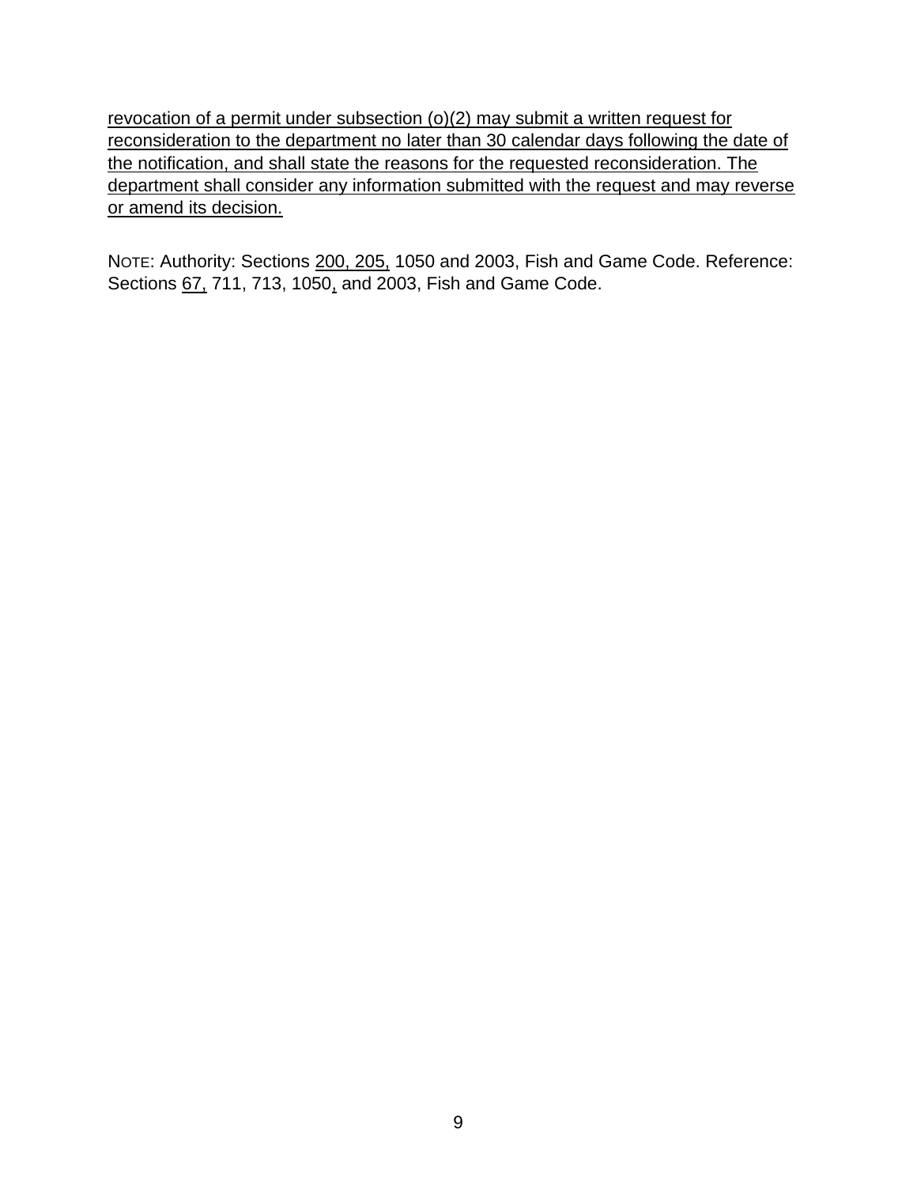revocation of a permit under subsection (o)(2) may submit a written request for reconsideration to the department no later than 30 calendar days following the date of the notification, and shall state the reasons for the requested reconsideration. The department shall consider any information submitted with the request and may reverse or amend its decision.

NOTE: Authority: Sections 200, 205, 1050 and 2003, Fish and Game Code. Reference: Sections 67, 711, 713, 1050, and 2003, Fish and Game Code.